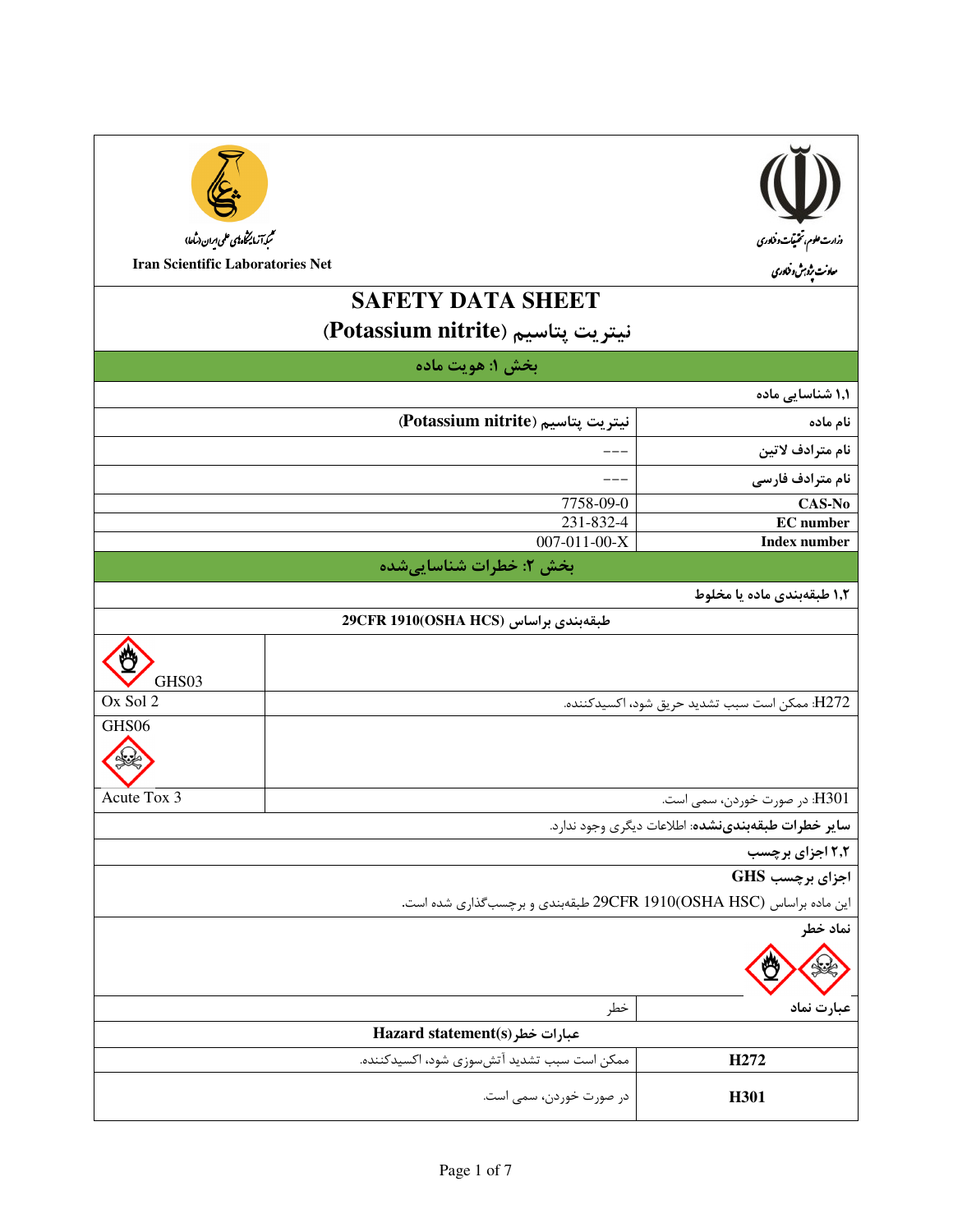شبکه آزمایشگاه‌های علمی ایران (شاعا)

Iran Scientific Laboratories Net

وزارت علوم، تحقیقات و فناوری

معاونت پژوهش و فناوری

# SAFETY DATA SHEET
# نیتریت پتاسیم (Potassium nitrite)

## بخش ۱: هویت ماده

### ۱,۱ شناسایی ماده

| | |
|---|---|
| نام ماده | نیتریت پتاسیم (Potassium nitrite) |
| نام مترادف لاتین | --- |
| نام مترادف فارسی | --- |
| CAS-No | 7758-09-0 |
| EC number | 231-832-4 |
| Index number | 007-011-00-X |

## بخش ۲: خطرات شناسایی‌شده

### ۱,۲ طبقه‌بندی ماده یا مخلوط

**طبقه‌بندی براساس 29CFR 1910(OSHA HCS)**

| | |
|---|---|
| GHS03 | |
| Ox Sol 2 | H272: ممکن است سبب تشدید حریق شود، اکسیدکننده. |
| GHS06 | |
| Acute Tox 3 | H301: در صورت خوردن، سمی است. |

**سایر خطرات طبقه‌بندی‌نشده**: اطلاعات دیگری وجود ندارد.

### ۲,۲ اجزای برچسب

**اجزای برچسب GHS**

این ماده براساس 29CFR 1910(OSHA HSC) طبقه‌بندی و برچسب‌گذاری شده است.

**نماد خطر**

| | |
|---|---|
| عبارت نماد | خطر |

**عبارات خطر(Hazard statement(s**

| | |
|---|---|
| H272 | ممکن است سبب تشدید آتش‌سوزی شود، اکسیدکننده. |
| H301 | در صورت خوردن، سمی است. |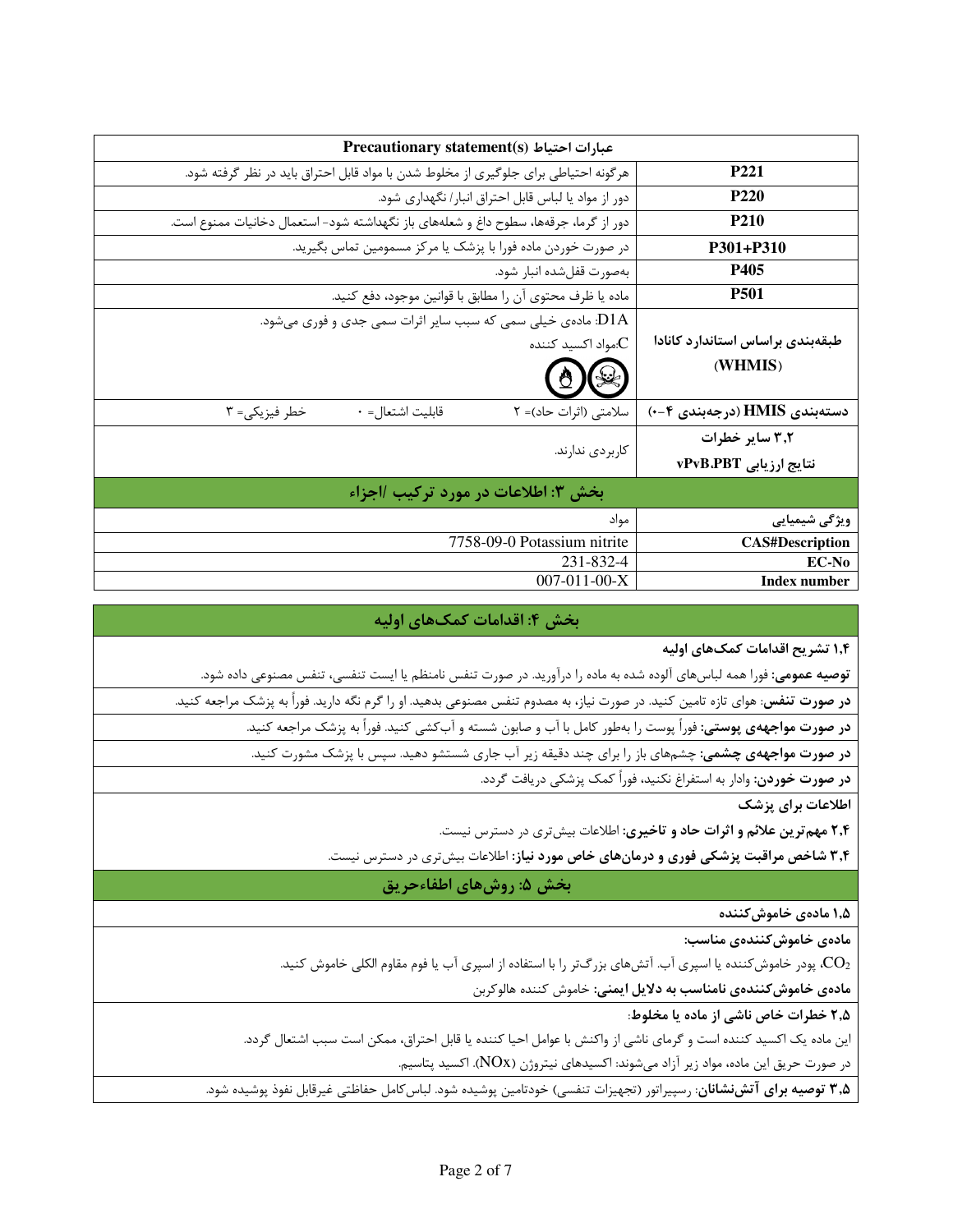| عبارات احتیاط Precautionary statement(s) | |
|---|---|
| P221 | هرگونه احتیاطی برای جلوگیری از مخلوط شدن با مواد قابل احتراق باید در نظر گرفته شود. |
| P220 | دور از مواد یا لباس قابل احتراق انبار/ نگهداری شود. |
| P210 | دور از گرما، جرقه‌ها، سطوح داغ و شعله‌های باز نگهداشته شود- استعمال دخانیات ممنوع است. |
| P301+P310 | در صورت خوردن ماده فورا با پزشک یا مرکز مسمومین تماس بگیرید. |
| P405 | به‌صورت قفل‌شده انبار شود. |
| P501 | ماده یا ظرف محتوی آن را مطابق با قوانین موجود، دفع کنید. |
| طبقه‌بندی براساس استاندارد کانادا (WHMIS) | D1A: ماده‌ی خیلی سمی که سبب سایر اثرات سمی جدی و فوری می‌شود.<br>C:مواد اکسید کننده |
| دسته‌بندی HMIS (درجه‌بندی ۴-۰) | سلامتی (اثرات حاد)= ۲ قابلیت اشتعال= ۰ خطر فیزیکی= ۳ |
| ۳,۲ سایر خطرات<br>نتایج ارزیابی vPvB.PBT | کاربردی ندارند. |

## بخش ۳: اطلاعات در مورد ترکیب /اجزاء

| ویژگی شیمیایی | مواد |
|---|---|
| CAS#Description | 7758-09-0 Potassium nitrite |
| EC-No | 231-832-4 |
| Index number | 007-011-00-X |

## بخش ۴: اقدامات کمک‌های اولیه

**۱,۴ تشریح اقدامات کمک‌های اولیه**

**توصیه عمومی:** فورا همه لباس‌های آلوده شده به ماده را درآورید. در صورت تنفس نامنظم یا ایست تنفسی، تنفس مصنوعی داده شود.

**در صورت تنفس:** هوای تازه تامین کنید. در صورت نیاز، به مصدوم تنفس مصنوعی بدهید. او را گرم نگه دارید. فوراً به پزشک مراجعه کنید.

**در صورت مواجهه‌ی پوستی:** فوراً پوست را به‌طور کامل با آب و صابون شسته و آب‌کشی کنید. فوراً به پزشک مراجعه کنید.

**در صورت مواجهه‌ی چشمی:** چشم‌های باز را برای چند دقیقه زیر آب جاری شستشو دهید. سپس با پزشک مشورت کنید.

**در صورت خوردن:** وادار به استفراغ نکنید، فوراً کمک پزشکی دریافت گردد.

**اطلاعات برای پزشک**

**۲,۴ مهم‌ترین علائم و اثرات حاد و تاخیری:** اطلاعات بیش‌تری در دسترس نیست.

**۳,۴ شاخص مراقبت پزشکی فوری و درمان‌های خاص مورد نیاز:** اطلاعات بیش‌تری در دسترس نیست.

## بخش ۵: روش‌های اطفاءحریق

**۱,۵ ماده‌ی خاموش‌کننده**

**ماده‌ی خاموش‌کننده‌ی مناسب:**

$CO_2$، پودر خاموش‌کننده یا اسپری آب. آتش‌های بزرگ‌تر را با استفاده از اسپری آب یا فوم مقاوم الکلی خاموش کنید.

**ماده‌ی خاموش‌کننده‌ی نامناسب به دلایل ایمنی:** خاموش کننده هالوکربن

**۲,۵ خطرات خاص ناشی از ماده یا مخلوط:**

این ماده یک اکسید کننده است و گرمای ناشی از واکنش با عوامل احیا کننده یا قابل احتراق، ممکن است سبب اشتعال گردد.

در صورت حریق این ماده، مواد زیر آزاد می‌شوند: اکسیدهای نیتروژن (NOx)، اکسید پتاسیم.

**۳,۵ توصیه برای آتش‌نشانان:** رسپیراتور (تجهیزات تنفسی) خودتامین پوشیده شود. لباس‌کامل حفاظتی غیرقابل نفوذ پوشیده شود.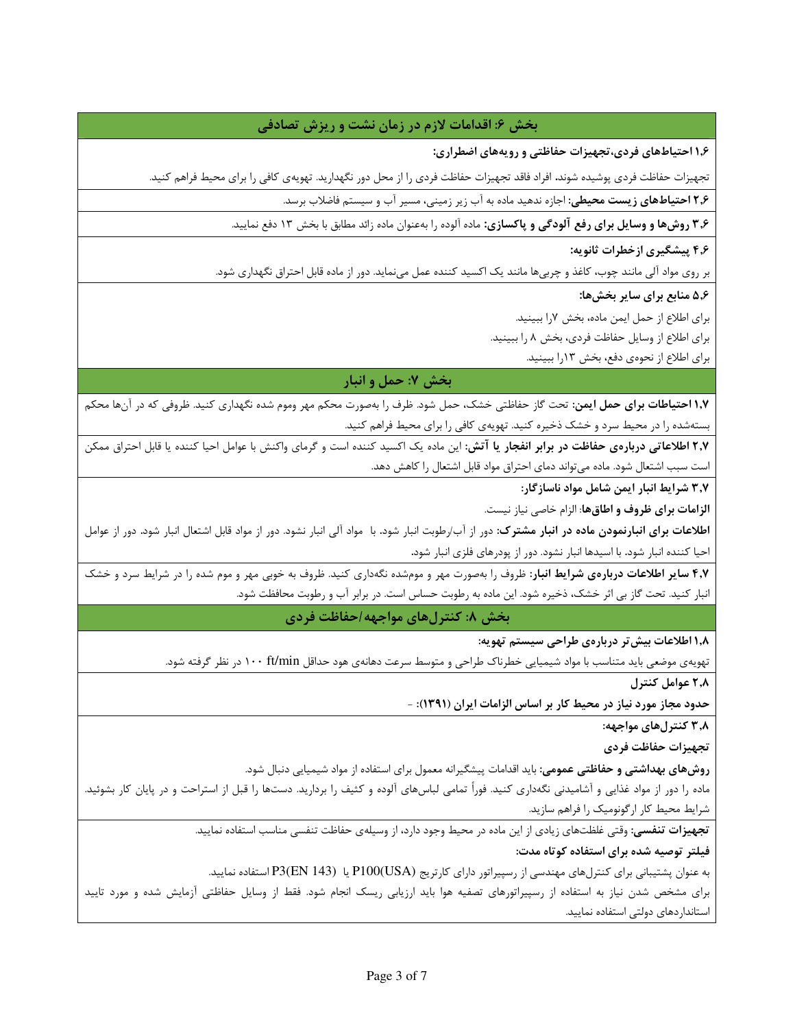## بخش ۶: اقدامات لازم در زمان نشت و ریزش تصادفی

**۱،۶ احتیاط‌های فردی، تجهیزات حفاظتی و رویه‌های اضطراری:**

تجهیزات حفاظت فردی پوشیده شوند. افراد فاقد تجهیزات حفاظت فردی را از محل دور نگهدارید. تهویه‌ی کافی را برای محیط فراهم کنید.

**۲،۶ احتیاط‌های زیست محیطی:** اجازه ندهید ماده به آب زیر زمینی، مسیر آب و سیستم فاضلاب برسد.

**۳،۶ روش‌ها و وسایل برای رفع آلودگی و پاکسازی:** ماده آلوده را به‌عنوان ماده زائد مطابق با بخش ۱۳ دفع نمایید.

**۴،۶ پیشگیری از خطرات ثانویه:**

بر روی مواد آلی مانند چوب، کاغذ و چربی‌ها مانند یک اکسید کننده عمل می‌نماید. دور از ماده قابل احتراق نگهداری شود.

**۵،۶ منابع برای سایر بخش‌ها:**

برای اطلاع از حمل ایمن ماده، بخش ۷را ببینید.

برای اطلاع از وسایل حفاظت فردی، بخش ۸ را ببینید.

برای اطلاع از نحوه‌ی دفع، بخش ۱۳را ببینید.

## بخش ۷: حمل و انبار

**۱،۷ احتیاطات برای حمل ایمن:** تحت گاز حفاظتی خشک، حمل شود. ظرف را به‌صورت محکم مهر وموم شده نگهداری کنید. ظروفی که در آن‌ها محکم بسته‌شده را در محیط سرد و خشک ذخیره کنید. تهویه‌ی کافی را برای محیط فراهم کنید.

**۲،۷ اطلاعاتی درباره‌ی حفاظت در برابر انفجار یا آتش:** این ماده یک اکسید کننده است و گرمای واکنش با عوامل احیا کننده یا قابل احتراق ممکن است سبب اشتعال شود. ماده می‌تواند دمای احتراق مواد قابل اشتعال را کاهش دهد.

**۳،۷ شرایط انبار ایمن شامل مواد ناسازگار:**

**الزامات برای ظروف و اطاق‌ها**: الزام خاصی نیاز نیست.

**اطلاعات برای انبارنمودن ماده در انبار مشترک:** دور از آب/رطوبت انبار شود. با مواد آلی انبار نشود. دور از مواد قابل اشتعال انبار شود. دور از عوامل احیا کننده انبار شود. با اسیدها انبار نشود. دور از پودرهای فلزی انبار شود.

**۴،۷ سایر اطلاعات درباره‌ی شرایط انبار:** ظروف را به‌صورت مهر و موم‌شده نگه‌داری کنید. ظروف به خوبی مهر و موم شده را در شرایط سرد و خشک انبار کنید. تحت گاز بی اثر خشک، ذخیره شود. این ماده به رطوبت حساس است. در برابر آب و رطوبت محافظت شود.

## بخش ۸: کنترل‌های مواجهه/حفاظت فردی

**۱،۸ اطلاعات بیش‌تر درباره‌ی طراحی سیستم تهویه:**

تهویه‌ی موضعی باید متناسب با مواد شیمیایی خطرناک طراحی و متوسط سرعت دهانه‌ی هود حداقل ۱۰۰ ft/min در نظر گرفته شود.

**۲،۸ عوامل کنترل**

**حدود مجاز مورد نیاز در محیط کار بر اساس الزامات ایران (۱۳۹۱):** -

**۳،۸ کنترل‌های مواجهه:**

**تجهیزات حفاظت فردی**

**روش‌های بهداشتی و حفاظتی عمومی:** باید اقدامات پیشگیرانه معمول برای استفاده از مواد شیمیایی دنبال شود.

ماده را دور از مواد غذایی و آشامیدنی نگه‌داری کنید. فوراً تمامی لباس‌های آلوده و کثیف را بردارید. دست‌ها را قبل از استراحت و در پایان کار بشوئید. شرایط محیط کار ارگونومیک را فراهم سازید.

**تجهیزات تنفسی:** وقتی غلظت‌های زیادی از این ماده در محیط وجود دارد، از وسیله‌ی حفاظت تنفسی مناسب استفاده نمایید.

**فیلتر توصیه شده برای استفاده کوتاه مدت:**

به عنوان پشتیبانی برای کنترل‌های مهندسی از رسپیراتور دارای کارتریج P100(USA) یا P3(EN 143) استفاده نمایید.

برای مشخص شدن نیاز به استفاده از رسپیراتورهای تصفیه هوا باید ارزیابی ریسک انجام شود. فقط از وسایل حفاظتی آزمایش شده و مورد تایید استانداردهای دولتی استفاده نمایید.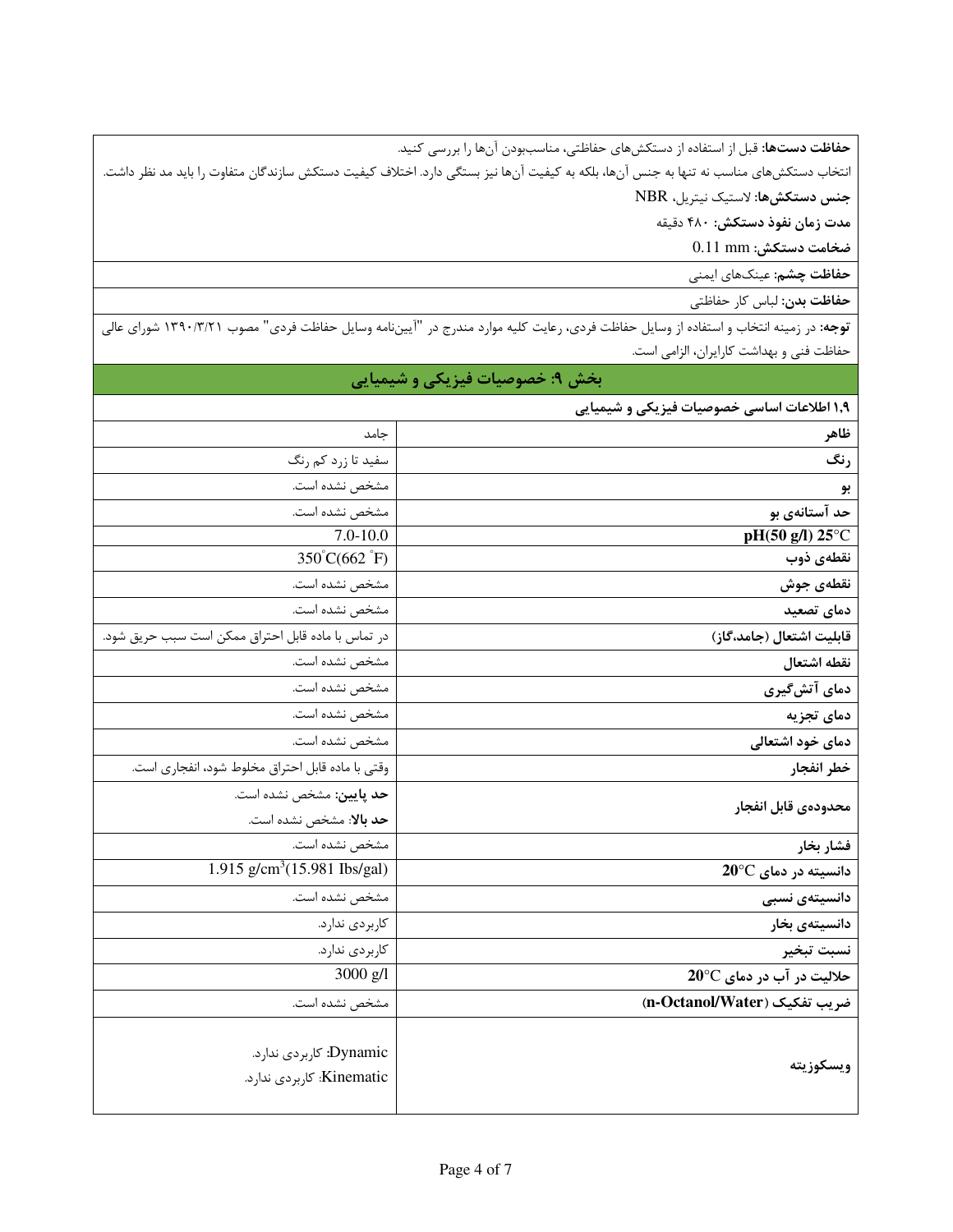**حفاظت دست‌ها:** قبل از استفاده از دستکش‌های حفاظتی، مناسب‌بودن آن‌ها را بررسی کنید.

انتخاب دستکش‌های مناسب نه تنها به جنس آن‌ها، بلکه به کیفیت آن‌ها نیز بستگی دارد. اختلاف کیفیت دستکش سازندگان متفاوت را باید مد نظر داشت.

**جنس دستکش‌ها:** لاستیک نیتریل، NBR

**مدت زمان نفوذ دستکش:** ۴۸۰ دقیقه

**ضخامت دستکش:** 0.11 mm

**حفاظت چشم:** عینک‌های ایمنی

**حفاظت بدن:** لباس کار حفاظتی

**توجه:** در زمینه انتخاب و استفاده از وسایل حفاظت فردی، رعایت کلیه موارد مندرج در "آیین‌نامه وسایل حفاظت فردی" مصوب ۱۳۹۰/۳/۲۱ شورای عالی حفاظت فنی و بهداشت کارایران، الزامی است.

## بخش ۹: خصوصیات فیزیکی و شیمیایی

### ۱،۹ اطلاعات اساسی خصوصیات فیزیکی و شیمیایی

| | |
|---|---|
| **ظاهر** | جامد |
| **رنگ** | سفید تا زرد کم رنگ |
| **بو** | مشخص نشده است. |
| **حد آستانه‌ی بو** | مشخص نشده است. |
| **pH(50 g/l) 25°C** | 7.0-10.0 |
| **نقطه‌ی ذوب** | 350°C(662 °F) |
| **نقطه‌ی جوش** | مشخص نشده است. |
| **دمای تصعید** | مشخص نشده است. |
| **قابلیت اشتعال (جامد،گاز)** | در تماس با ماده قابل احتراق ممکن است سبب حریق شود. |
| **نقطه اشتعال** | مشخص نشده است. |
| **دمای آتش‌گیری** | مشخص نشده است. |
| **دمای تجزیه** | مشخص نشده است. |
| **دمای خود اشتعالی** | مشخص نشده است. |
| **خطر انفجار** | وقتی با ماده قابل احتراق مخلوط شود، انفجاری است. |
| **محدوده‌ی قابل انفجار** | **حد پایین:** مشخص نشده است.<br>**حد بالا:** مشخص نشده است. |
| **فشار بخار** | مشخص نشده است. |
| **دانسیته در دمای 20°C** | 1.915 $g/cm^3$(15.981 Ibs/gal) |
| **دانسیته‌ی نسبی** | مشخص نشده است. |
| **دانسیته‌ی بخار** | کاربردی ندارد. |
| **نسبت تبخیر** | کاربردی ندارد. |
| **حلالیت در آب در دمای 20°C** | 3000 g/l |
| **ضریب تفکیک (n-Octanol/Water)** | مشخص نشده است. |
| **ویسکوزیته** | **Dynamic:** کاربردی ندارد.<br>Kinematic: کاربردی ندارد. |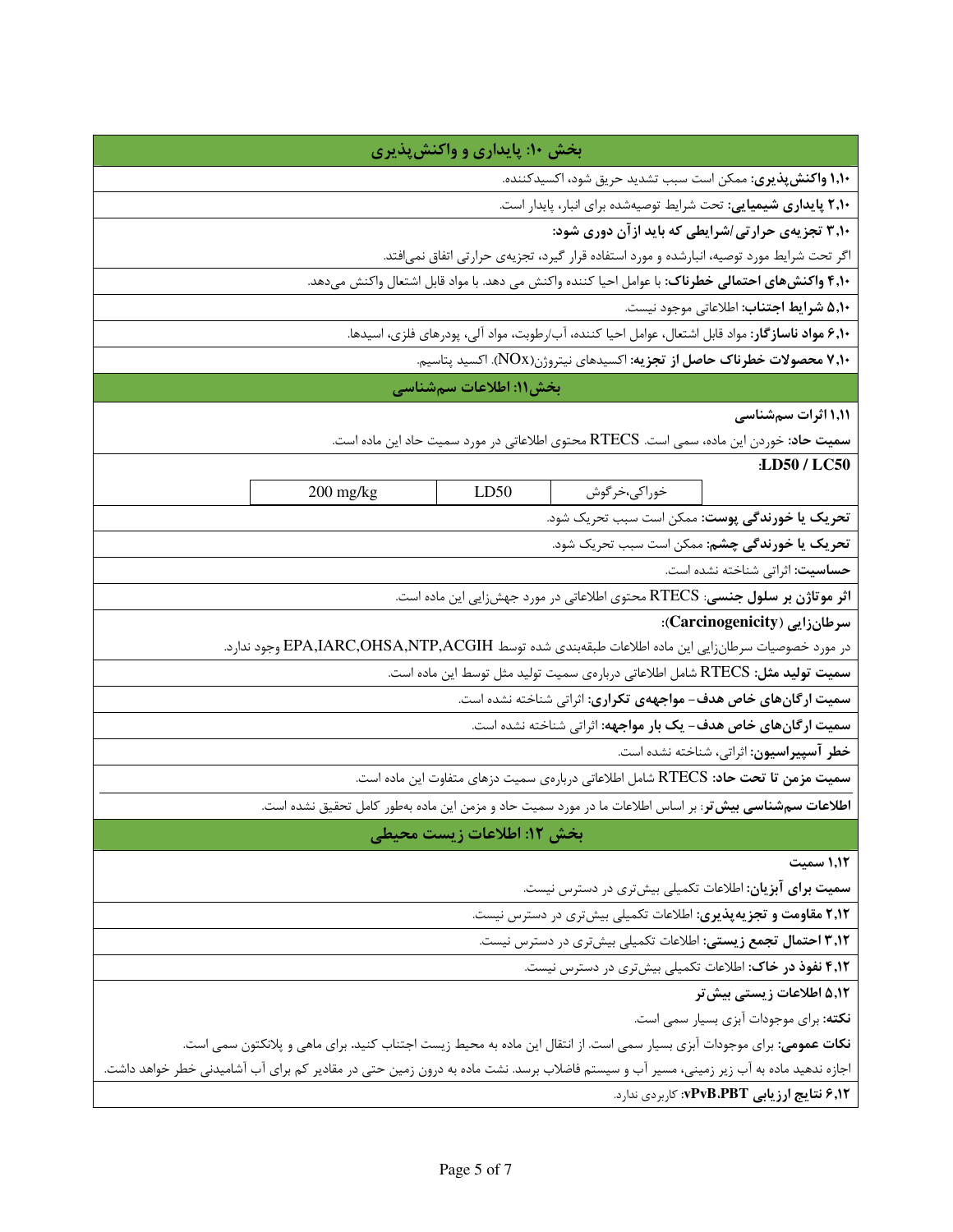## بخش ۱۰: پایداری و واکنش‌پذیری

**۱،۱۰ واکنش‌پذیری:** ممکن است سبب تشدید حریق شود، اکسیدکننده.

**۲،۱۰ پایداری شیمیایی:** تحت شرایط توصیه‌شده برای انبار، پایدار است.

**۳،۱۰ تجزیه‌ی حرارتی/شرایطی که باید ازآن دوری شود:**

اگر تحت شرایط مورد توصیه، انبارشده و مورد استفاده قرار گیرد، تجزیه‌ی حرارتی اتفاق نمی‌افتد.

**۴،۱۰ واکنش‌های احتمالی خطرناک:** با عوامل احیا کننده واکنش می دهد. با مواد قابل اشتعال واکنش می‌دهد.

**۵،۱۰ شرایط اجتناب:** اطلاعاتی موجود نیست.

**۶،۱۰ مواد ناسازگار:** مواد قابل اشتعال، عوامل احیا کننده، آب/رطوبت، مواد آلی، پودرهای فلزی، اسیدها.

**۷،۱۰ محصولات خطرناک حاصل از تجزیه:** اکسیدهای نیتروژن(NOx). اکسید پتاسیم.

## بخش۱۱: اطلاعات سم‌شناسی

**۱،۱۱ اثرات سم‌شناسی**

**سمیت حاد:** خوردن این ماده، سمی است. RTECS محتوی اطلاعاتی در مورد سمیت حاد این ماده است.

**:LD50 / LC50**

| | | |
|---|---|---|
| خوراکی،خرگوش | LD50 | 200 mg/kg |

**تحریک یا خورندگی پوست:** ممکن است سبب تحریک شود.

**تحریک یا خورندگی چشم:** ممکن است سبب تحریک شود.

**حساسیت:** اثراتی شناخته نشده است.

**اثر موتاژن بر سلول جنسی:** RTECS محتوی اطلاعاتی در مورد جهش‌زایی این ماده است.

**سرطان‌زایی (Carcinogenicity):**

در مورد خصوصیات سرطان‌زایی این ماده اطلاعات طبقه‌بندی شده توسط EPA,IARC,OHSA,NTP,ACGIH وجود ندارد.

**سمیت تولید مثل:** RTECS شامل اطلاعاتی درباره‌ی سمیت تولید مثل توسط این ماده است.

**سمیت ارگان‌های خاص هدف- مواجهه‌ی تکراری:** اثراتی شناخته نشده است.

**سمیت ارگان‌های خاص هدف- یک بار مواجهه:** اثراتی شناخته نشده است.

**خطر آسپیراسیون:** اثراتی، شناخته نشده است.

**سمیت مزمن تا تحت حاد:** RTECS شامل اطلاعاتی درباره‌ی سمیت دزهای متفاوت این ماده است.

**اطلاعات سم‌شناسی بیش‌تر:** بر اساس اطلاعات ما در مورد سمیت حاد و مزمن این ماده به‌طور کامل تحقیق نشده است.

## بخش ۱۲: اطلاعات زیست محیطی

**۱،۱۲ سمیت**

**سمیت برای آبزیان:** اطلاعات تکمیلی بیش‌تری در دسترس نیست.

**۲،۱۲ مقاومت و تجزیه‌پذیری:** اطلاعات تکمیلی بیش‌تری در دسترس نیست.

**۳،۱۲ احتمال تجمع زیستی:** اطلاعات تکمیلی بیش‌تری در دسترس نیست.

**۴،۱۲ نفوذ در خاک:** اطلاعات تکمیلی بیش‌تری در دسترس نیست.

**۵،۱۲ اطلاعات زیستی بیش‌تر**

**نکته:** برای موجودات آبزی بسیار سمی است.

**نکات عمومی:** برای موجودات آبزی بسیار سمی است. از انتقال این ماده به محیط زیست اجتناب کنید. برای ماهی و پلانکتون سمی است.
اجازه ندهید ماده به آب زیر زمینی، مسیر آب و سیستم فاضلاب برسد. نشت ماده به درون زمین حتی در مقادیر کم برای آب آشامیدنی خطر خواهد داشت.

**۶،۱۲ نتایج ارزیابی vPvB،PBT:** کاربردی ندارد.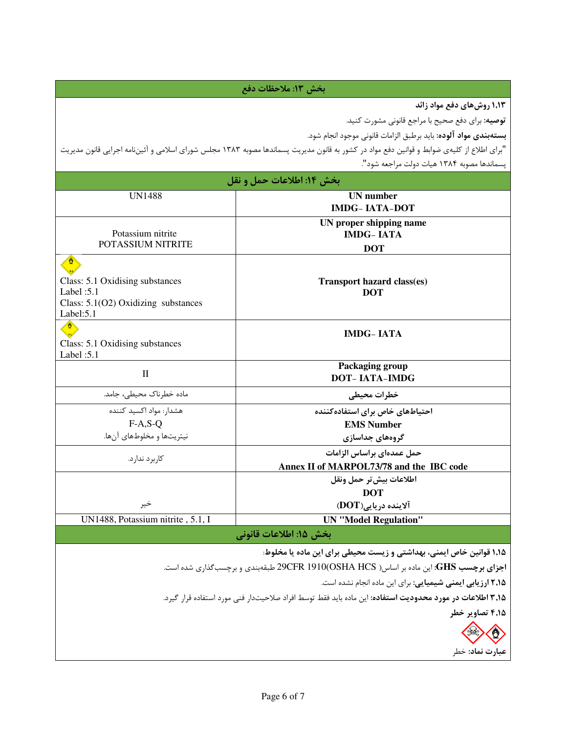## بخش ۱۳: ملاحظات دفع

**۱،۱۳ روش‌های دفع مواد زائد**

**توصیه:** برای دفع صحیح با مراجع قانونی مشورت کنید.

**بسته‌بندی مواد آلوده:** باید برطبق الزامات قانونی موجود انجام شود.

"برای اطلاع از کلیه‌ی ضوابط و قوانین دفع مواد در کشور به قانون مدیریت پسماندها مصوبه ۱۳۸۳ مجلس شورای اسلامی و آئین‌نامه اجرایی قانون مدیریت پسماندها مصوبه ۱۳۸۴ هیات دولت مراجعه شود".

## بخش ۱۴: اطلاعات حمل و نقل

| | |
|---|---|
| **UN number**<br>**IMDG- IATA-DOT** | UN1488 |
| **UN proper shipping name**<br>**IMDG- IATA**<br>**DOT** | Potassium nitrite<br>POTASSIUM NITRITE |
| **Transport hazard class(es)**<br>**DOT** | Class: 5.1 Oxidising substances<br>Label :5.1<br>Class: 5.1(O2) Oxidizing substances<br>Label:5.1 |
| **IMDG- IATA** | Class: 5.1 Oxidising substances<br>Label :5.1 |
| **Packaging group**<br>**DOT- IATA-IMDG** | II |
| **خطرات محیطی** | ماده خطرناک محیطی، جامد. |
| **احتیاط‌های خاص برای استفاده‌کننده**<br>**EMS Number**<br>**گروه‌های جداسازی** | هشدار: مواد اکسید کننده<br>F-A,S-Q<br>نیتریت‌ها و مخلوط‌های آن‌ها. |
| **حمل عمده‌ای براساس الزامات**<br>**Annex II of MARPOL73/78 and the IBC code** | کاربرد ندارد. |
| **اطلاعات بیش‌تر حمل ونقل**<br>**DOT**<br>**آلاینده دریایی(DOT)** | خیر |
| **UN "Model Regulation"** | UN1488, Potassium nitrite , 5.1, I |

## بخش ۱۵: اطلاعات قانونی

**۱،۱۵ قوانین خاص ایمنی، بهداشتی و زیست محیطی برای این ماده یا مخلوط:**

**اجزای برچسب GHS:** این ماده بر اساس( 29CFR 1910(OSHA HCS طبقه‌بندی و برچسب‌گذاری شده است.

**۲،۱۵ ارزیابی ایمنی شیمیایی:** برای این ماده انجام نشده است.

**۳،۱۵ اطلاعات در مورد محدودیت استفاده:** این ماده باید فقط توسط افراد صلاحیت‌دار فنی مورد استفاده قرار گیرد.

**۴،۱۵ تصاویر خطر**

**عبارت نماد:** خطر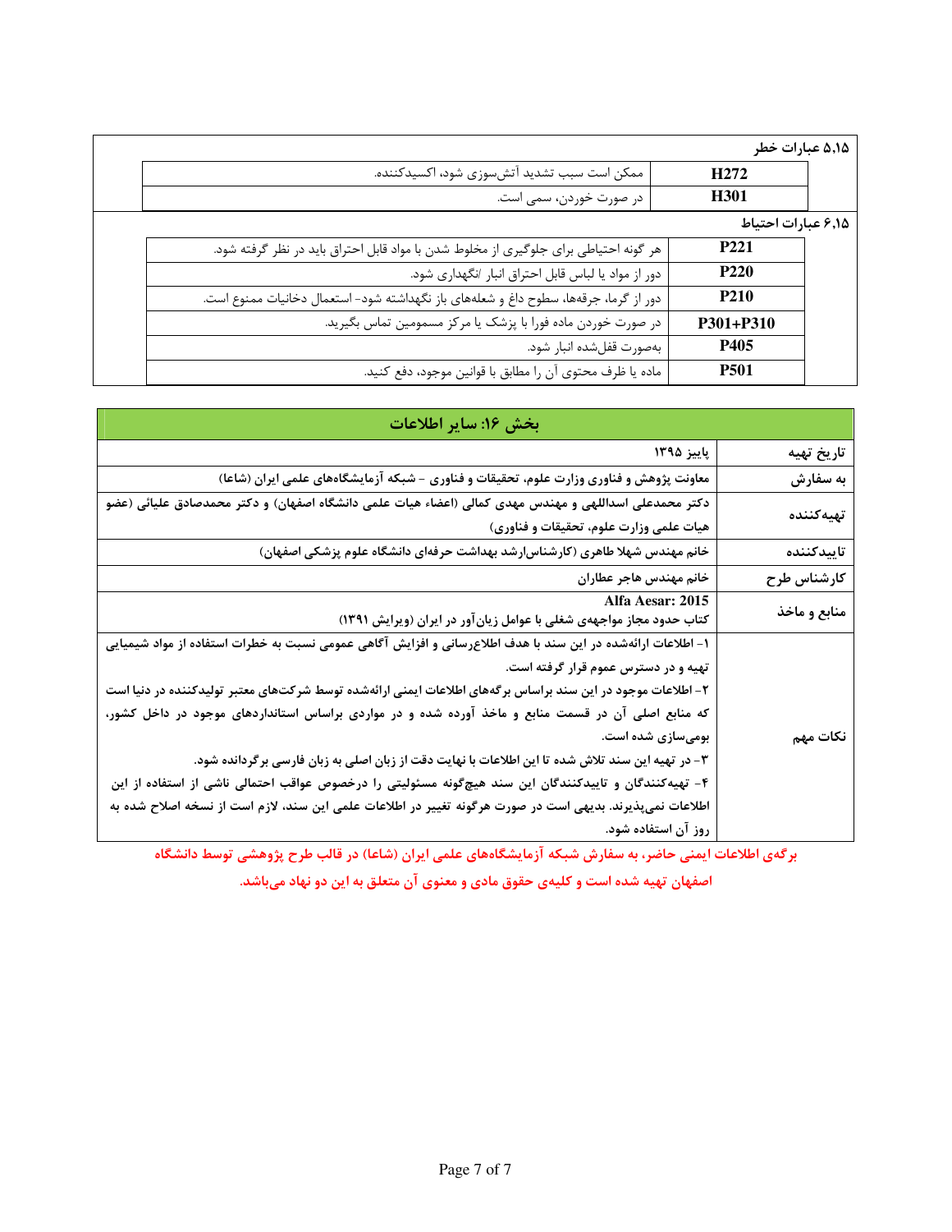**۵,۱۵ عبارات خطر**

| | |
|---|---|
| H272 | ممکن است سبب تشدید آتش‌سوزی شود، اکسیدکننده. |
| H301 | در صورت خوردن، سمی است. |

**۶,۱۵ عبارات احتیاط**

| | |
|---|---|
| P221 | هر گونه احتیاطی برای جلوگیری از مخلوط شدن با مواد قابل احتراق باید در نظر گرفته شود. |
| P220 | دور از مواد یا لباس قابل احتراق انبار /نگهداری شود. |
| P210 | دور از گرما، جرقه‌ها، سطوح داغ و شعله‌های باز نگهداشته شود- استعمال دخانیات ممنوع است. |
| P301+P310 | در صورت خوردن ماده فورا با پزشک یا مرکز مسمومین تماس بگیرید. |
| P405 | به‌صورت قفل‌شده انبار شود. |
| P501 | ماده یا ظرف محتوی آن را مطابق با قوانین موجود، دفع کنید. |

## بخش ۱۶: سایر اطلاعات

| | |
|---|---|
| تاریخ تهیه | پاییز ۱۳۹۵ |
| به سفارش | معاونت پژوهش و فناوری وزارت علوم، تحقیقات و فناوری - شبکه آزمایشگاه‌های علمی ایران (شاعا) |
| تهیه‌کننده | دکتر محمدعلی اسداللهی و مهندس مهدی کمالی (اعضاء هیات علمی دانشگاه اصفهان) و دکتر محمدصادق علیائی (عضو هیات علمی وزارت علوم، تحقیقات و فناوری) |
| تاییدکننده | خانم مهندس شهلا طاهری (کارشناس‌ارشد بهداشت حرفه‌ای دانشگاه علوم پزشکی اصفهان) |
| کارشناس طرح | خانم مهندس هاجر عطاران |
| منابع و ماخذ | Alfa Aesar: 2015<br>کتاب حدود مجاز مواجهه‌ی شغلی با عوامل زیان‌آور در ایران (ویرایش ۱۳۹۱) |
| نکات مهم | ۱- اطلاعات ارائه‌شده در این سند با هدف اطلاع‌رسانی و افزایش آگاهی عمومی نسبت به خطرات استفاده از مواد شیمیایی تهیه و در دسترس عموم قرار گرفته است.<br>۲- اطلاعات موجود در این سند براساس برگه‌های اطلاعات ایمنی ارائه‌شده توسط شرکت‌های معتبر تولیدکننده در دنیا است که منابع اصلی آن در قسمت منابع و ماخذ آورده شده و در مواردی براساس استانداردهای موجود در داخل کشور، بومی‌سازی شده است.<br>۳- در تهیه این سند تلاش شده تا این اطلاعات با نهایت دقت از زبان اصلی به زبان فارسی برگردانده شود.<br>۴- تهیه‌کنندگان و تاییدکنندگان این سند هیچ‌گونه مسئولیتی را درخصوص عواقب احتمالی ناشی از استفاده از این اطلاعات نمی‌پذیرند. بدیهی است در صورت هرگونه تغییر در اطلاعات علمی این سند، لازم است از نسخه اصلاح شده به روز آن استفاده شود. |

**برگه‌ی اطلاعات ایمنی حاضر، به سفارش شبکه آزمایشگاه‌های علمی ایران (شاعا) در قالب طرح پژوهشی توسط دانشگاه اصفهان تهیه شده است و کلیه‌ی حقوق مادی و معنوی آن متعلق به این دو نهاد می‌باشد.**